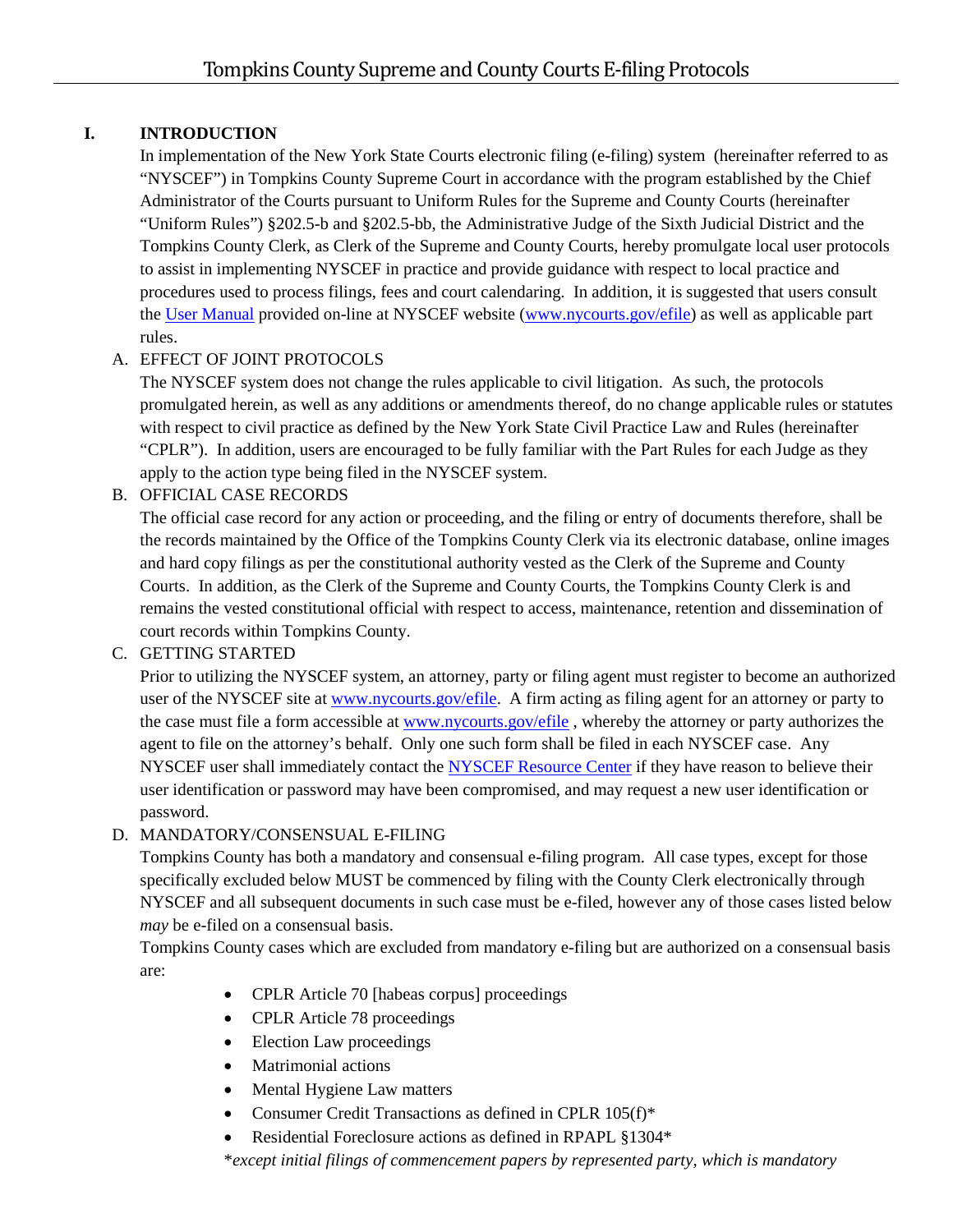# Tompkins County Supreme and County Courts E-filing Protocols

## I. INTRODUCTION

In implementation of the New York State Courts electronic filing (e-filing) system (hereinafter referred to as "NYSCEF") in Tompkins County Supreme Court in accordance with the program established by the Chief Administrator of the Courts pursuant to Uniform Rules for the Supreme and County Courts (hereinafter "Uniform Rules") §202.5-b and §202.5-bb, the Administrative Judge of the Sixth Judicial District and the Tompkins County Clerk, as Clerk of the Supreme and County Courts, hereby promulgate local user protocols to assist in implementing NYSCEF in practice and provide guidance with respect to local practice and procedures used to process filings, fees and court calendaring. In addition, it is suggested that users consult the User Manual provided on-line at NYSCEF website (www.nycourts.gov/efile) as well as applicable part rules.

### A. EFFECT OF JOINT PROTOCOLS

The NYSCEF system does not change the rules applicable to civil litigation. As such, the protocols promulgated herein, as well as any additions or amendments thereof, do no change applicable rules or statutes with respect to civil practice as defined by the New York State Civil Practice Law and Rules (hereinafter "CPLR"). In addition, users are encouraged to be fully familiar with the Part Rules for each Judge as they apply to the action type being filed in the NYSCEF system.

### B. OFFICIAL CASE RECORDS

The official case record for any action or proceeding, and the filing or entry of documents therefore, shall be the records maintained by the Office of the Tompkins County Clerk via its electronic database, online images and hard copy filings as per the constitutional authority vested as the Clerk of the Supreme and County Courts. In addition, as the Clerk of the Supreme and County Courts, the Tompkins County Clerk is and remains the vested constitutional official with respect to access, maintenance, retention and dissemination of court records within Tompkins County.

### C. GETTING STARTED

Prior to utilizing the NYSCEF system, an attorney, party or filing agent must register to become an authorized user of the NYSCEF site at www.nycourts.gov/efile. A firm acting as filing agent for an attorney or party to the case must file a form accessible at www.nycourts.gov/efile , whereby the attorney or party authorizes the agent to file on the attorney's behalf. Only one such form shall be filed in each NYSCEF case. Any NYSCEF user shall immediately contact the NYSCEF Resource Center if they have reason to believe their user identification or password may have been compromised, and may request a new user identification or password.

### D. MANDATORY/CONSENSUAL E-FILING

Tompkins County has both a mandatory and consensual e-filing program. All case types, except for those specifically excluded below MUST be commenced by filing with the County Clerk electronically through NYSCEF and all subsequent documents in such case must be e-filed, however any of those cases listed below *may* be e-filed on a consensual basis.

Tompkins County cases which are excluded from mandatory e-filing but are authorized on a consensual basis are:

- CPLR Article 70 [habeas corpus] proceedings
- CPLR Article 78 proceedings
- Election Law proceedings
- Matrimonial actions
- Mental Hygiene Law matters
- Consumer Credit Transactions as defined in CPLR 105(f)*
- Residential Foreclosure actions as defined in RPAPL §1304*

**except initial filings of commencement papers by represented party, which is mandatory*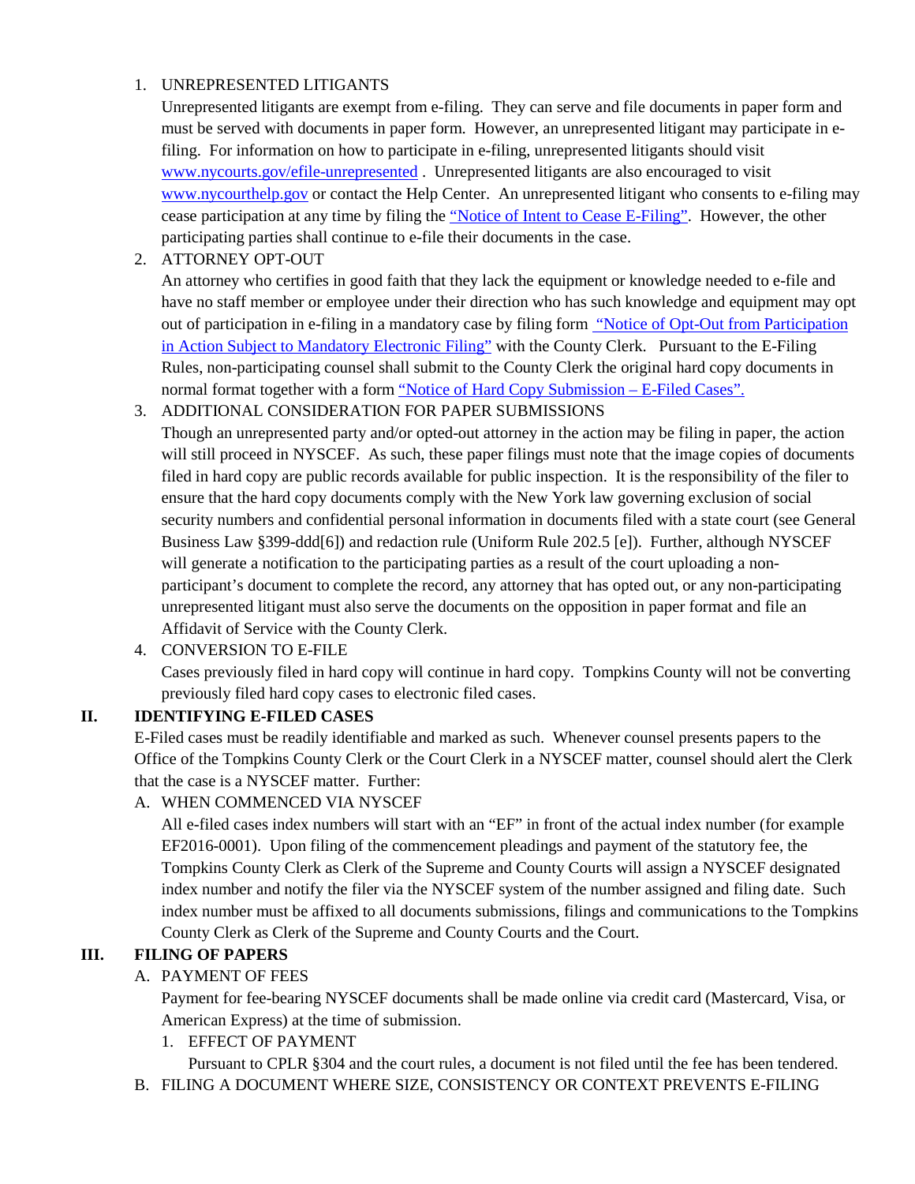1. UNREPRESENTED LITIGANTS

   Unrepresented litigants are exempt from e-filing. They can serve and file documents in paper form and must be served with documents in paper form. However, an unrepresented litigant may participate in e-filing. For information on how to participate in e-filing, unrepresented litigants should visit www.nycourts.gov/efile-unrepresented . Unrepresented litigants are also encouraged to visit www.nycourthelp.gov or contact the Help Center. An unrepresented litigant who consents to e-filing may cease participation at any time by filing the "Notice of Intent to Cease E-Filing". However, the other participating parties shall continue to e-file their documents in the case.

2. ATTORNEY OPT-OUT

   An attorney who certifies in good faith that they lack the equipment or knowledge needed to e-file and have no staff member or employee under their direction who has such knowledge and equipment may opt out of participation in e-filing in a mandatory case by filing form "Notice of Opt-Out from Participation in Action Subject to Mandatory Electronic Filing" with the County Clerk. Pursuant to the E-Filing Rules, non-participating counsel shall submit to the County Clerk the original hard copy documents in normal format together with a form "Notice of Hard Copy Submission – E-Filed Cases".

3. ADDITIONAL CONSIDERATION FOR PAPER SUBMISSIONS

   Though an unrepresented party and/or opted-out attorney in the action may be filing in paper, the action will still proceed in NYSCEF. As such, these paper filings must note that the image copies of documents filed in hard copy are public records available for public inspection. It is the responsibility of the filer to ensure that the hard copy documents comply with the New York law governing exclusion of social security numbers and confidential personal information in documents filed with a state court (see General Business Law §399-ddd[6]) and redaction rule (Uniform Rule 202.5 [e]). Further, although NYSCEF will generate a notification to the participating parties as a result of the court uploading a non-participant's document to complete the record, any attorney that has opted out, or any non-participating unrepresented litigant must also serve the documents on the opposition in paper format and file an Affidavit of Service with the County Clerk.

4. CONVERSION TO E-FILE

   Cases previously filed in hard copy will continue in hard copy. Tompkins County will not be converting previously filed hard copy cases to electronic filed cases.

## II. IDENTIFYING E-FILED CASES

E-Filed cases must be readily identifiable and marked as such. Whenever counsel presents papers to the Office of the Tompkins County Clerk or the Court Clerk in a NYSCEF matter, counsel should alert the Clerk that the case is a NYSCEF matter. Further:

A. WHEN COMMENCED VIA NYSCEF

   All e-filed cases index numbers will start with an "EF" in front of the actual index number (for example EF2016-0001). Upon filing of the commencement pleadings and payment of the statutory fee, the Tompkins County Clerk as Clerk of the Supreme and County Courts will assign a NYSCEF designated index number and notify the filer via the NYSCEF system of the number assigned and filing date. Such index number must be affixed to all documents submissions, filings and communications to the Tompkins County Clerk as Clerk of the Supreme and County Courts and the Court.

## III. FILING OF PAPERS

A. PAYMENT OF FEES

   Payment for fee-bearing NYSCEF documents shall be made online via credit card (Mastercard, Visa, or American Express) at the time of submission.

   1. EFFECT OF PAYMENT

      Pursuant to CPLR §304 and the court rules, a document is not filed until the fee has been tendered.

B. FILING A DOCUMENT WHERE SIZE, CONSISTENCY OR CONTEXT PREVENTS E-FILING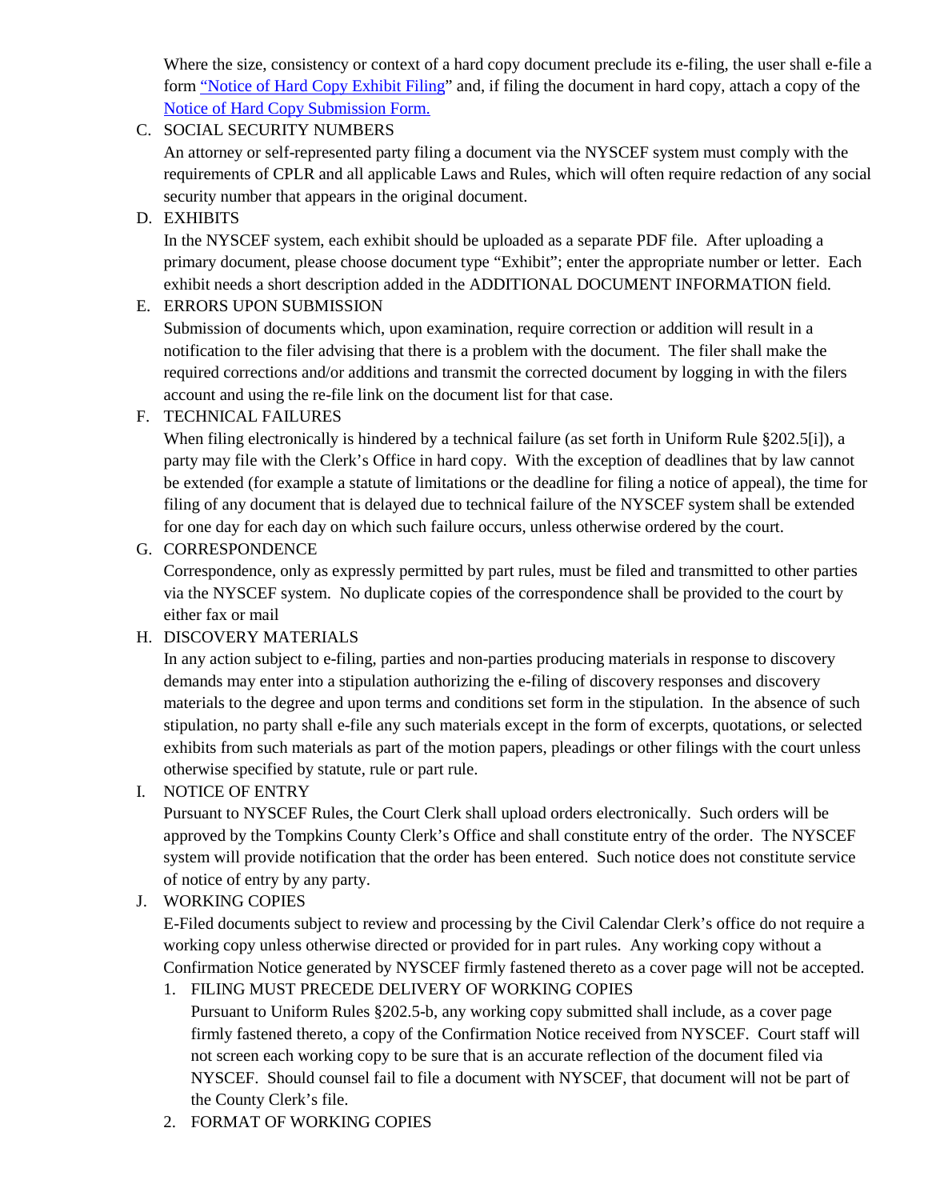Where the size, consistency or context of a hard copy document preclude its e-filing, the user shall e-file a form "Notice of Hard Copy Exhibit Filing" and, if filing the document in hard copy, attach a copy of the Notice of Hard Copy Submission Form.

C. SOCIAL SECURITY NUMBERS

An attorney or self-represented party filing a document via the NYSCEF system must comply with the requirements of CPLR and all applicable Laws and Rules, which will often require redaction of any social security number that appears in the original document.

D. EXHIBITS

In the NYSCEF system, each exhibit should be uploaded as a separate PDF file. After uploading a primary document, please choose document type "Exhibit"; enter the appropriate number or letter. Each exhibit needs a short description added in the ADDITIONAL DOCUMENT INFORMATION field.

E. ERRORS UPON SUBMISSION

Submission of documents which, upon examination, require correction or addition will result in a notification to the filer advising that there is a problem with the document. The filer shall make the required corrections and/or additions and transmit the corrected document by logging in with the filers account and using the re-file link on the document list for that case.

F. TECHNICAL FAILURES

When filing electronically is hindered by a technical failure (as set forth in Uniform Rule §202.5[i]), a party may file with the Clerk's Office in hard copy. With the exception of deadlines that by law cannot be extended (for example a statute of limitations or the deadline for filing a notice of appeal), the time for filing of any document that is delayed due to technical failure of the NYSCEF system shall be extended for one day for each day on which such failure occurs, unless otherwise ordered by the court.

G. CORRESPONDENCE

Correspondence, only as expressly permitted by part rules, must be filed and transmitted to other parties via the NYSCEF system. No duplicate copies of the correspondence shall be provided to the court by either fax or mail

H. DISCOVERY MATERIALS

In any action subject to e-filing, parties and non-parties producing materials in response to discovery demands may enter into a stipulation authorizing the e-filing of discovery responses and discovery materials to the degree and upon terms and conditions set form in the stipulation. In the absence of such stipulation, no party shall e-file any such materials except in the form of excerpts, quotations, or selected exhibits from such materials as part of the motion papers, pleadings or other filings with the court unless otherwise specified by statute, rule or part rule.

I. NOTICE OF ENTRY

Pursuant to NYSCEF Rules, the Court Clerk shall upload orders electronically. Such orders will be approved by the Tompkins County Clerk's Office and shall constitute entry of the order. The NYSCEF system will provide notification that the order has been entered. Such notice does not constitute service of notice of entry by any party.

J. WORKING COPIES

E-Filed documents subject to review and processing by the Civil Calendar Clerk's office do not require a working copy unless otherwise directed or provided for in part rules. Any working copy without a Confirmation Notice generated by NYSCEF firmly fastened thereto as a cover page will not be accepted.

1. FILING MUST PRECEDE DELIVERY OF WORKING COPIES

   Pursuant to Uniform Rules §202.5-b, any working copy submitted shall include, as a cover page firmly fastened thereto, a copy of the Confirmation Notice received from NYSCEF. Court staff will not screen each working copy to be sure that is an accurate reflection of the document filed via NYSCEF. Should counsel fail to file a document with NYSCEF, that document will not be part of the County Clerk's file.

2. FORMAT OF WORKING COPIES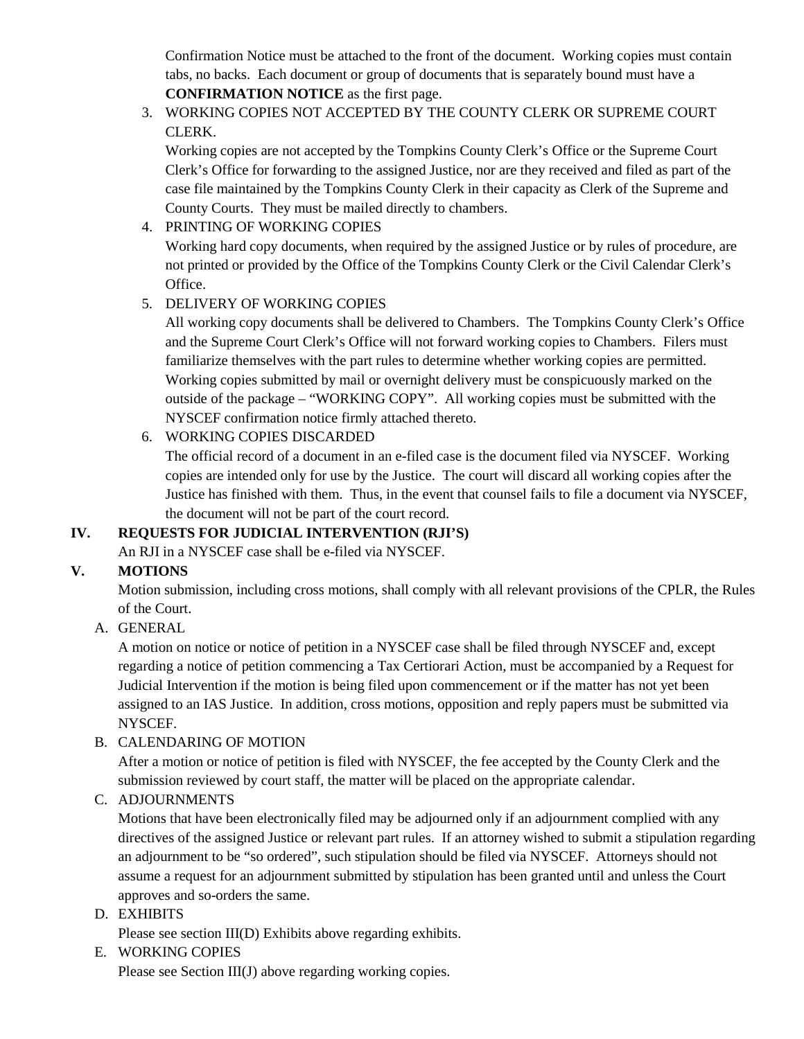Confirmation Notice must be attached to the front of the document. Working copies must contain tabs, no backs. Each document or group of documents that is separately bound must have a **CONFIRMATION NOTICE** as the first page.

3. WORKING COPIES NOT ACCEPTED BY THE COUNTY CLERK OR SUPREME COURT CLERK.

   Working copies are not accepted by the Tompkins County Clerk's Office or the Supreme Court Clerk's Office for forwarding to the assigned Justice, nor are they received and filed as part of the case file maintained by the Tompkins County Clerk in their capacity as Clerk of the Supreme and County Courts. They must be mailed directly to chambers.

4. PRINTING OF WORKING COPIES

   Working hard copy documents, when required by the assigned Justice or by rules of procedure, are not printed or provided by the Office of the Tompkins County Clerk or the Civil Calendar Clerk's Office.

5. DELIVERY OF WORKING COPIES

   All working copy documents shall be delivered to Chambers. The Tompkins County Clerk's Office and the Supreme Court Clerk's Office will not forward working copies to Chambers. Filers must familiarize themselves with the part rules to determine whether working copies are permitted. Working copies submitted by mail or overnight delivery must be conspicuously marked on the outside of the package – "WORKING COPY". All working copies must be submitted with the NYSCEF confirmation notice firmly attached thereto.

6. WORKING COPIES DISCARDED

   The official record of a document in an e-filed case is the document filed via NYSCEF. Working copies are intended only for use by the Justice. The court will discard all working copies after the Justice has finished with them. Thus, in the event that counsel fails to file a document via NYSCEF, the document will not be part of the court record.

## IV. REQUESTS FOR JUDICIAL INTERVENTION (RJI'S)

An RJI in a NYSCEF case shall be e-filed via NYSCEF.

## V. MOTIONS

Motion submission, including cross motions, shall comply with all relevant provisions of the CPLR, the Rules of the Court.

A. GENERAL

   A motion on notice or notice of petition in a NYSCEF case shall be filed through NYSCEF and, except regarding a notice of petition commencing a Tax Certiorari Action, must be accompanied by a Request for Judicial Intervention if the motion is being filed upon commencement or if the matter has not yet been assigned to an IAS Justice. In addition, cross motions, opposition and reply papers must be submitted via NYSCEF.

B. CALENDARING OF MOTION

   After a motion or notice of petition is filed with NYSCEF, the fee accepted by the County Clerk and the submission reviewed by court staff, the matter will be placed on the appropriate calendar.

C. ADJOURNMENTS

   Motions that have been electronically filed may be adjourned only if an adjournment complied with any directives of the assigned Justice or relevant part rules. If an attorney wished to submit a stipulation regarding an adjournment to be "so ordered", such stipulation should be filed via NYSCEF. Attorneys should not assume a request for an adjournment submitted by stipulation has been granted until and unless the Court approves and so-orders the same.

D. EXHIBITS

   Please see section III(D) Exhibits above regarding exhibits.

E. WORKING COPIES

   Please see Section III(J) above regarding working copies.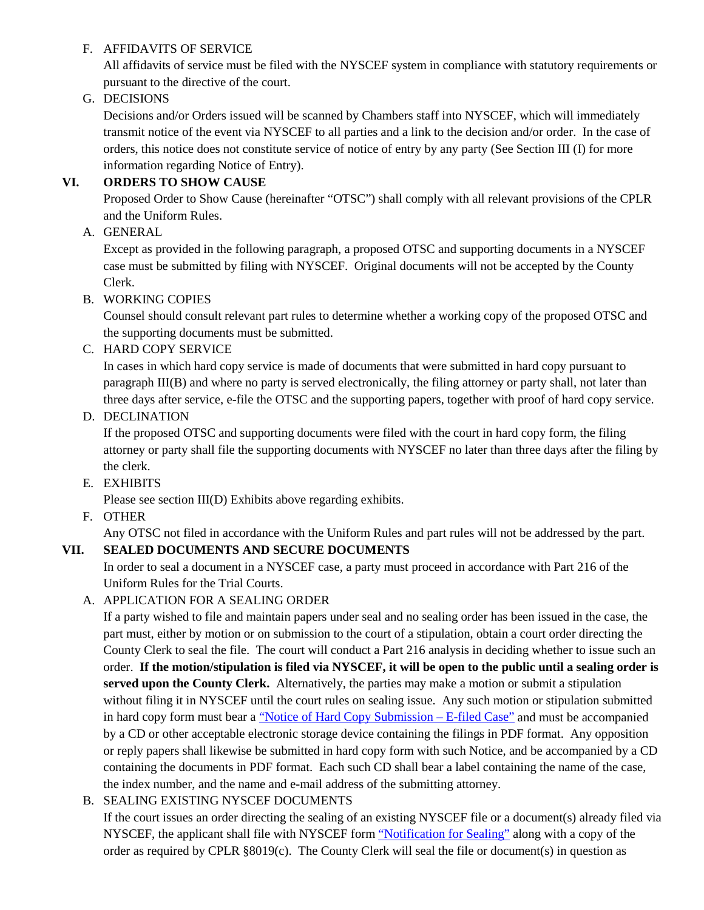F. AFFIDAVITS OF SERVICE

All affidavits of service must be filed with the NYSCEF system in compliance with statutory requirements or pursuant to the directive of the court.

G. DECISIONS

Decisions and/or Orders issued will be scanned by Chambers staff into NYSCEF, which will immediately transmit notice of the event via NYSCEF to all parties and a link to the decision and/or order. In the case of orders, this notice does not constitute service of notice of entry by any party (See Section III (I) for more information regarding Notice of Entry).

## VI. ORDERS TO SHOW CAUSE

Proposed Order to Show Cause (hereinafter "OTSC") shall comply with all relevant provisions of the CPLR and the Uniform Rules.

A. GENERAL

Except as provided in the following paragraph, a proposed OTSC and supporting documents in a NYSCEF case must be submitted by filing with NYSCEF. Original documents will not be accepted by the County Clerk.

B. WORKING COPIES

Counsel should consult relevant part rules to determine whether a working copy of the proposed OTSC and the supporting documents must be submitted.

C. HARD COPY SERVICE

In cases in which hard copy service is made of documents that were submitted in hard copy pursuant to paragraph III(B) and where no party is served electronically, the filing attorney or party shall, not later than three days after service, e-file the OTSC and the supporting papers, together with proof of hard copy service.

D. DECLINATION

If the proposed OTSC and supporting documents were filed with the court in hard copy form, the filing attorney or party shall file the supporting documents with NYSCEF no later than three days after the filing by the clerk.

E. EXHIBITS

Please see section III(D) Exhibits above regarding exhibits.

F. OTHER

Any OTSC not filed in accordance with the Uniform Rules and part rules will not be addressed by the part.

## VII. SEALED DOCUMENTS AND SECURE DOCUMENTS

In order to seal a document in a NYSCEF case, a party must proceed in accordance with Part 216 of the Uniform Rules for the Trial Courts.

A. APPLICATION FOR A SEALING ORDER

If a party wished to file and maintain papers under seal and no sealing order has been issued in the case, the part must, either by motion or on submission to the court of a stipulation, obtain a court order directing the County Clerk to seal the file. The court will conduct a Part 216 analysis in deciding whether to issue such an order. **If the motion/stipulation is filed via NYSCEF, it will be open to the public until a sealing order is served upon the County Clerk.** Alternatively, the parties may make a motion or submit a stipulation without filing it in NYSCEF until the court rules on sealing issue. Any such motion or stipulation submitted in hard copy form must bear a "Notice of Hard Copy Submission – E-filed Case" and must be accompanied by a CD or other acceptable electronic storage device containing the filings in PDF format. Any opposition or reply papers shall likewise be submitted in hard copy form with such Notice, and be accompanied by a CD containing the documents in PDF format. Each such CD shall bear a label containing the name of the case, the index number, and the name and e-mail address of the submitting attorney.

B. SEALING EXISTING NYSCEF DOCUMENTS

If the court issues an order directing the sealing of an existing NYSCEF file or a document(s) already filed via NYSCEF, the applicant shall file with NYSCEF form "Notification for Sealing" along with a copy of the order as required by CPLR §8019(c). The County Clerk will seal the file or document(s) in question as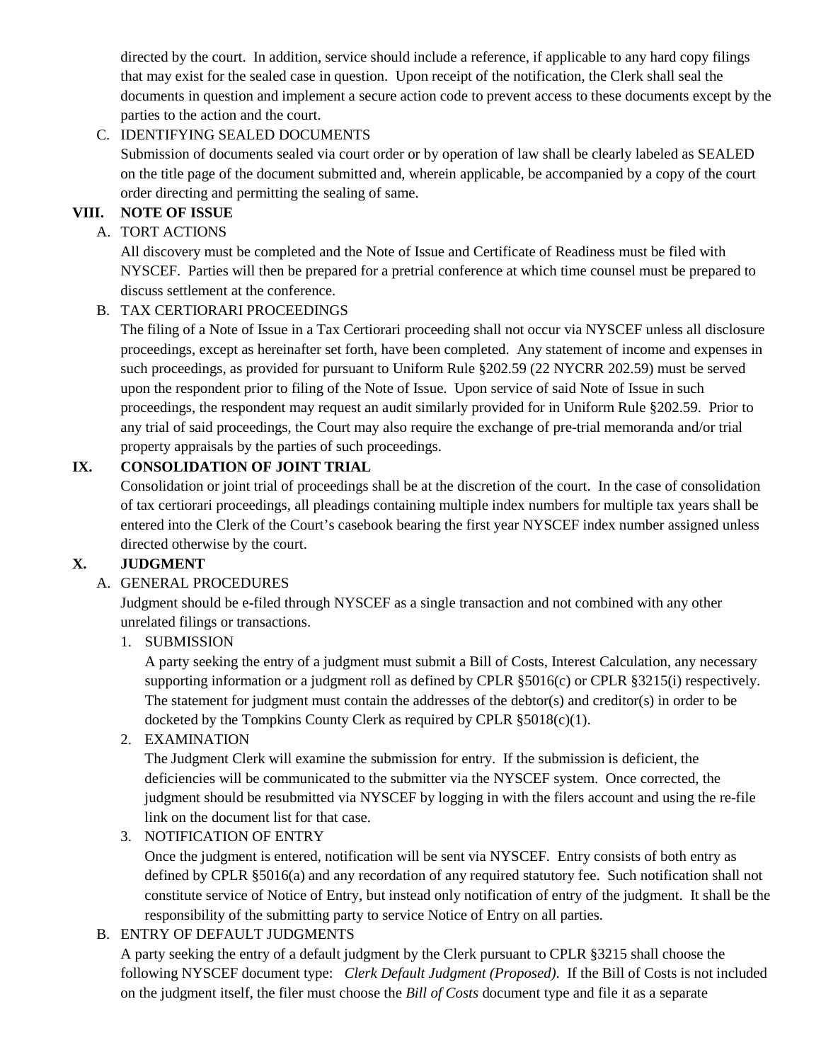directed by the court. In addition, service should include a reference, if applicable to any hard copy filings that may exist for the sealed case in question. Upon receipt of the notification, the Clerk shall seal the documents in question and implement a secure action code to prevent access to these documents except by the parties to the action and the court.

C. IDENTIFYING SEALED DOCUMENTS

Submission of documents sealed via court order or by operation of law shall be clearly labeled as SEALED on the title page of the document submitted and, wherein applicable, be accompanied by a copy of the court order directing and permitting the sealing of same.

## VIII. NOTE OF ISSUE

A. TORT ACTIONS

All discovery must be completed and the Note of Issue and Certificate of Readiness must be filed with NYSCEF. Parties will then be prepared for a pretrial conference at which time counsel must be prepared to discuss settlement at the conference.

B. TAX CERTIORARI PROCEEDINGS

The filing of a Note of Issue in a Tax Certiorari proceeding shall not occur via NYSCEF unless all disclosure proceedings, except as hereinafter set forth, have been completed. Any statement of income and expenses in such proceedings, as provided for pursuant to Uniform Rule §202.59 (22 NYCRR 202.59) must be served upon the respondent prior to filing of the Note of Issue. Upon service of said Note of Issue in such proceedings, the respondent may request an audit similarly provided for in Uniform Rule §202.59. Prior to any trial of said proceedings, the Court may also require the exchange of pre-trial memoranda and/or trial property appraisals by the parties of such proceedings.

## IX. CONSOLIDATION OF JOINT TRIAL

Consolidation or joint trial of proceedings shall be at the discretion of the court. In the case of consolidation of tax certiorari proceedings, all pleadings containing multiple index numbers for multiple tax years shall be entered into the Clerk of the Court's casebook bearing the first year NYSCEF index number assigned unless directed otherwise by the court.

## X. JUDGMENT

A. GENERAL PROCEDURES

Judgment should be e-filed through NYSCEF as a single transaction and not combined with any other unrelated filings or transactions.

1. SUBMISSION

   A party seeking the entry of a judgment must submit a Bill of Costs, Interest Calculation, any necessary supporting information or a judgment roll as defined by CPLR §5016(c) or CPLR §3215(i) respectively. The statement for judgment must contain the addresses of the debtor(s) and creditor(s) in order to be docketed by the Tompkins County Clerk as required by CPLR §5018(c)(1).

2. EXAMINATION

   The Judgment Clerk will examine the submission for entry. If the submission is deficient, the deficiencies will be communicated to the submitter via the NYSCEF system. Once corrected, the judgment should be resubmitted via NYSCEF by logging in with the filers account and using the re-file link on the document list for that case.

3. NOTIFICATION OF ENTRY

   Once the judgment is entered, notification will be sent via NYSCEF. Entry consists of both entry as defined by CPLR §5016(a) and any recordation of any required statutory fee. Such notification shall not constitute service of Notice of Entry, but instead only notification of entry of the judgment. It shall be the responsibility of the submitting party to service Notice of Entry on all parties.

B. ENTRY OF DEFAULT JUDGMENTS

A party seeking the entry of a default judgment by the Clerk pursuant to CPLR §3215 shall choose the following NYSCEF document type: *Clerk Default Judgment (Proposed)*. If the Bill of Costs is not included on the judgment itself, the filer must choose the *Bill of Costs* document type and file it as a separate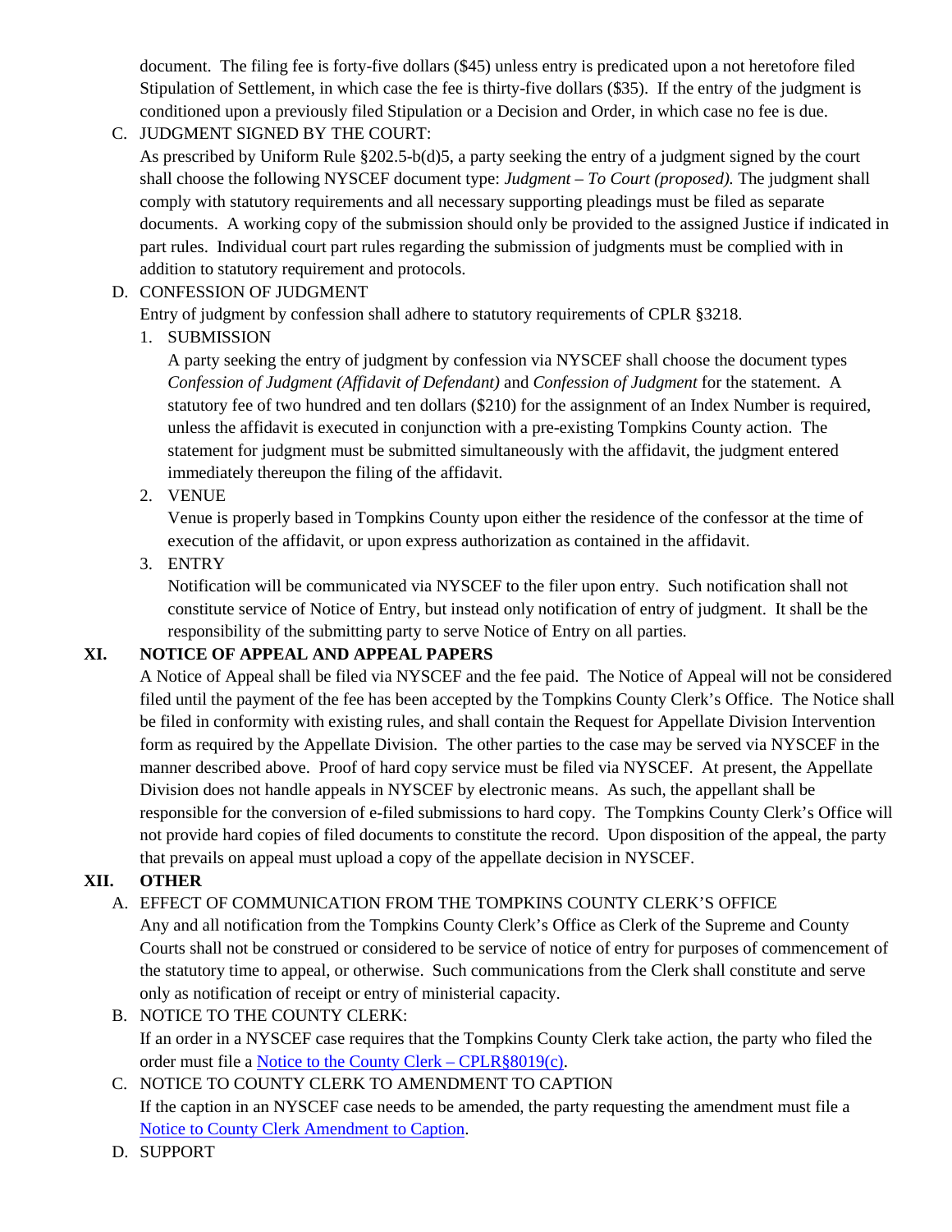document. The filing fee is forty-five dollars ($45) unless entry is predicated upon a not heretofore filed Stipulation of Settlement, in which case the fee is thirty-five dollars ($35). If the entry of the judgment is conditioned upon a previously filed Stipulation or a Decision and Order, in which case no fee is due.

C. JUDGMENT SIGNED BY THE COURT:

As prescribed by Uniform Rule §202.5-b(d)5, a party seeking the entry of a judgment signed by the court shall choose the following NYSCEF document type: *Judgment – To Court (proposed).* The judgment shall comply with statutory requirements and all necessary supporting pleadings must be filed as separate documents. A working copy of the submission should only be provided to the assigned Justice if indicated in part rules. Individual court part rules regarding the submission of judgments must be complied with in addition to statutory requirement and protocols.

D. CONFESSION OF JUDGMENT

Entry of judgment by confession shall adhere to statutory requirements of CPLR §3218.

1. SUBMISSION

   A party seeking the entry of judgment by confession via NYSCEF shall choose the document types *Confession of Judgment (Affidavit of Defendant)* and *Confession of Judgment* for the statement. A statutory fee of two hundred and ten dollars ($210) for the assignment of an Index Number is required, unless the affidavit is executed in conjunction with a pre-existing Tompkins County action. The statement for judgment must be submitted simultaneously with the affidavit, the judgment entered immediately thereupon the filing of the affidavit.

2. VENUE

   Venue is properly based in Tompkins County upon either the residence of the confessor at the time of execution of the affidavit, or upon express authorization as contained in the affidavit.

3. ENTRY

   Notification will be communicated via NYSCEF to the filer upon entry. Such notification shall not constitute service of Notice of Entry, but instead only notification of entry of judgment. It shall be the responsibility of the submitting party to serve Notice of Entry on all parties.

## XI. NOTICE OF APPEAL AND APPEAL PAPERS

A Notice of Appeal shall be filed via NYSCEF and the fee paid. The Notice of Appeal will not be considered filed until the payment of the fee has been accepted by the Tompkins County Clerk's Office. The Notice shall be filed in conformity with existing rules, and shall contain the Request for Appellate Division Intervention form as required by the Appellate Division. The other parties to the case may be served via NYSCEF in the manner described above. Proof of hard copy service must be filed via NYSCEF. At present, the Appellate Division does not handle appeals in NYSCEF by electronic means. As such, the appellant shall be responsible for the conversion of e-filed submissions to hard copy. The Tompkins County Clerk's Office will not provide hard copies of filed documents to constitute the record. Upon disposition of the appeal, the party that prevails on appeal must upload a copy of the appellate decision in NYSCEF.

## XII. OTHER

A. EFFECT OF COMMUNICATION FROM THE TOMPKINS COUNTY CLERK'S OFFICE

Any and all notification from the Tompkins County Clerk's Office as Clerk of the Supreme and County Courts shall not be construed or considered to be service of notice of entry for purposes of commencement of the statutory time to appeal, or otherwise. Such communications from the Clerk shall constitute and serve only as notification of receipt or entry of ministerial capacity.

B. NOTICE TO THE COUNTY CLERK:

If an order in a NYSCEF case requires that the Tompkins County Clerk take action, the party who filed the order must file a Notice to the County Clerk – CPLR§8019(c).

C. NOTICE TO COUNTY CLERK TO AMENDMENT TO CAPTION

If the caption in an NYSCEF case needs to be amended, the party requesting the amendment must file a Notice to County Clerk Amendment to Caption.

D. SUPPORT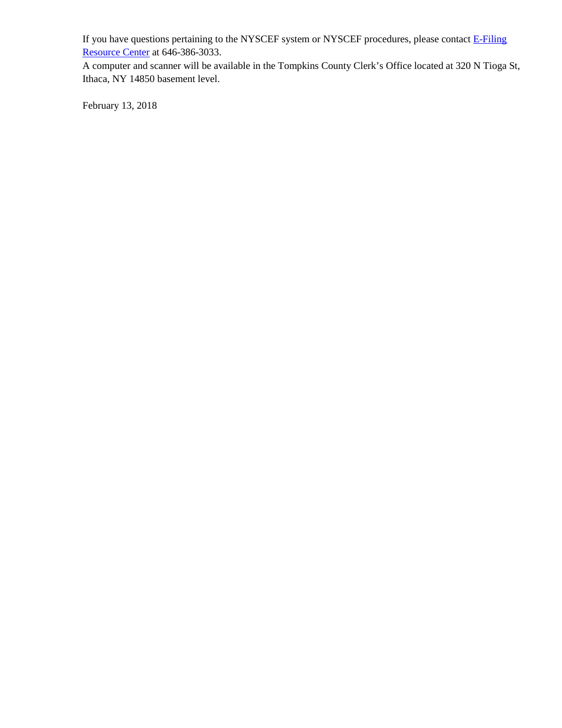If you have questions pertaining to the NYSCEF system or NYSCEF procedures, please contact E-Filing Resource Center at 646-386-3033.
A computer and scanner will be available in the Tompkins County Clerk's Office located at 320 N Tioga St, Ithaca, NY 14850 basement level.

February 13, 2018